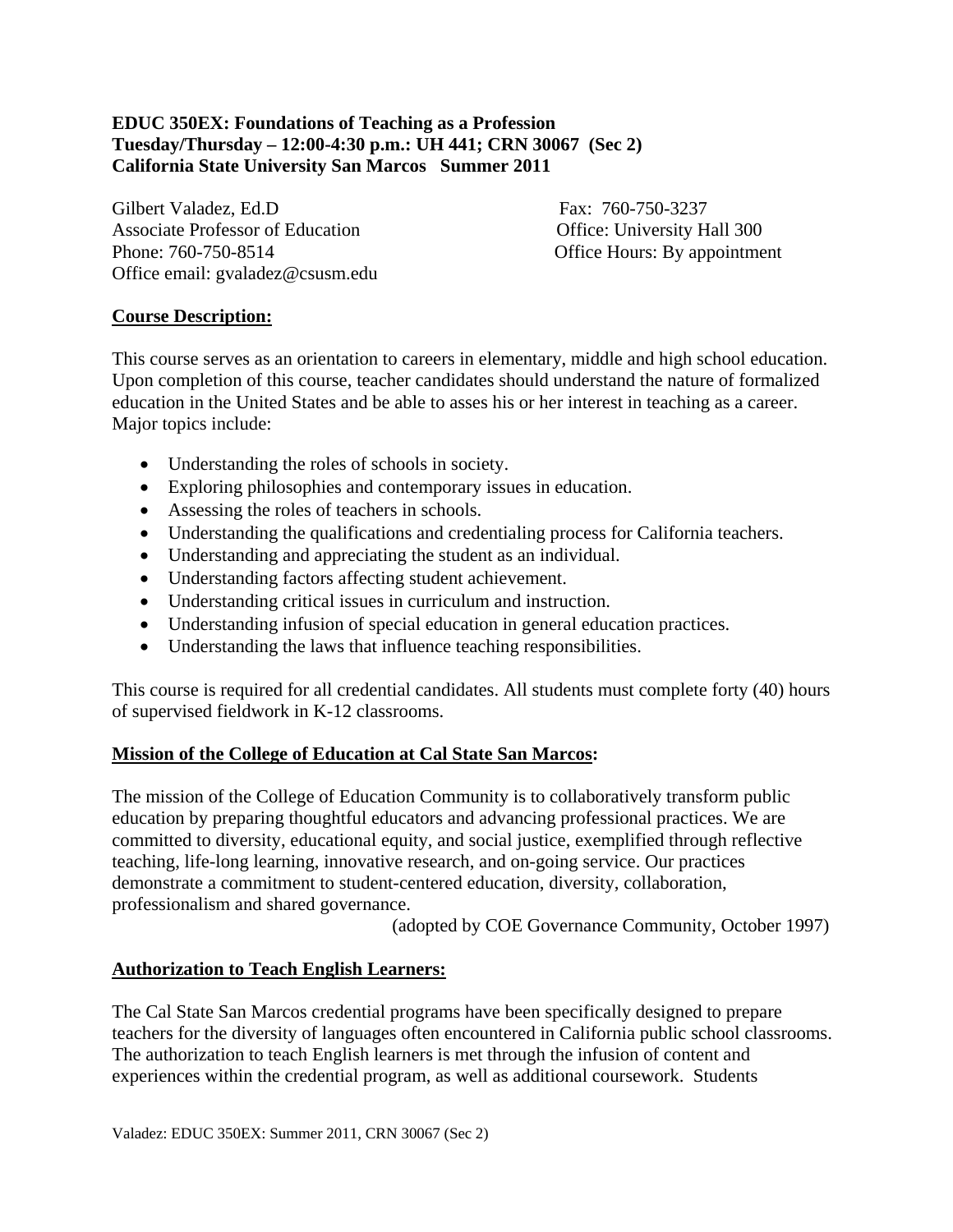**EDUC 350EX: Foundations of Teaching as a Profession**
**Tuesday/Thursday – 12:00-4:30 p.m.: UH 441; CRN 30067 (Sec 2)**
**California State University San Marcos Summer 2011**

Gilbert Valadez, Ed.D
Associate Professor of Education
Phone: 760-750-8514
Office email: gvaladez@csusm.edu

Fax: 760-750-3237
Office: University Hall 300
Office Hours: By appointment

## Course Description:

This course serves as an orientation to careers in elementary, middle and high school education. Upon completion of this course, teacher candidates should understand the nature of formalized education in the United States and be able to asses his or her interest in teaching as a career. Major topics include:

- Understanding the roles of schools in society.
- Exploring philosophies and contemporary issues in education.
- Assessing the roles of teachers in schools.
- Understanding the qualifications and credentialing process for California teachers.
- Understanding and appreciating the student as an individual.
- Understanding factors affecting student achievement.
- Understanding critical issues in curriculum and instruction.
- Understanding infusion of special education in general education practices.
- Understanding the laws that influence teaching responsibilities.

This course is required for all credential candidates. All students must complete forty (40) hours of supervised fieldwork in K-12 classrooms.

## Mission of the College of Education at Cal State San Marcos:

The mission of the College of Education Community is to collaboratively transform public education by preparing thoughtful educators and advancing professional practices. We are committed to diversity, educational equity, and social justice, exemplified through reflective teaching, life-long learning, innovative research, and on-going service. Our practices demonstrate a commitment to student-centered education, diversity, collaboration, professionalism and shared governance.

(adopted by COE Governance Community, October 1997)

## Authorization to Teach English Learners:

The Cal State San Marcos credential programs have been specifically designed to prepare teachers for the diversity of languages often encountered in California public school classrooms. The authorization to teach English learners is met through the infusion of content and experiences within the credential program, as well as additional coursework. Students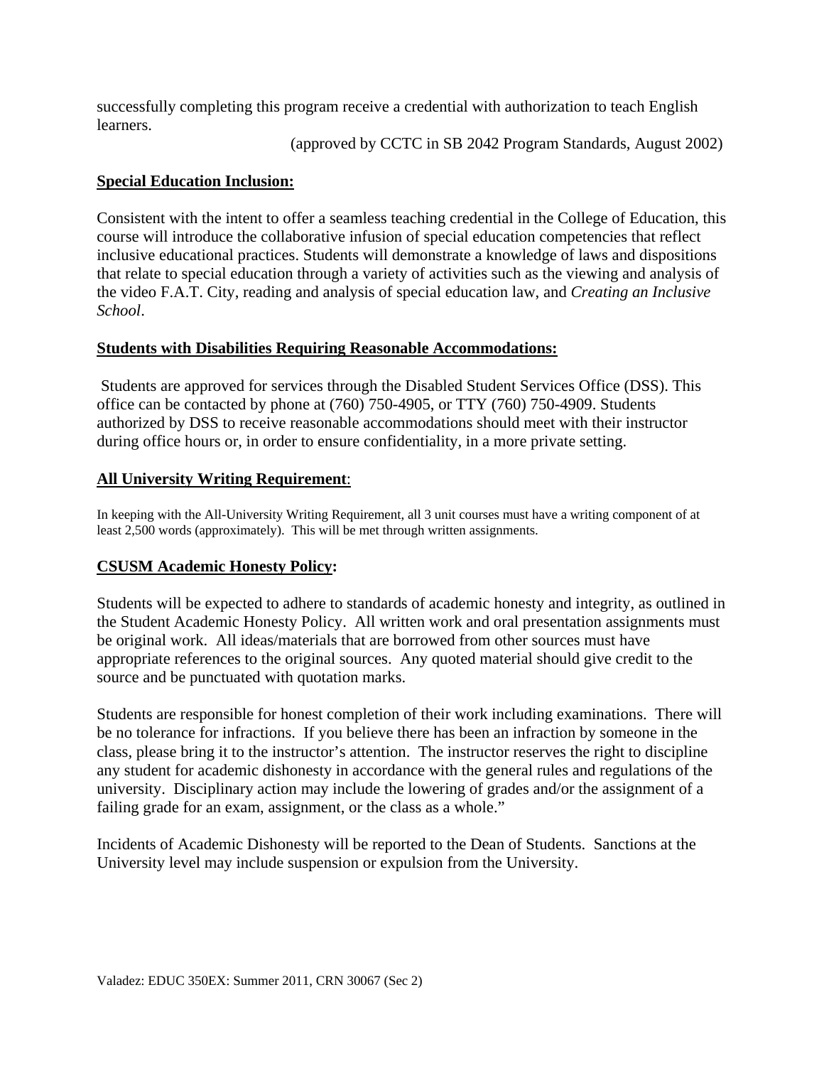successfully completing this program receive a credential with authorization to teach English learners.

(approved by CCTC in SB 2042 Program Standards, August 2002)

**Special Education Inclusion:**

Consistent with the intent to offer a seamless teaching credential in the College of Education, this course will introduce the collaborative infusion of special education competencies that reflect inclusive educational practices. Students will demonstrate a knowledge of laws and dispositions that relate to special education through a variety of activities such as the viewing and analysis of the video F.A.T. City, reading and analysis of special education law, and *Creating an Inclusive School*.

**Students with Disabilities Requiring Reasonable Accommodations:**

Students are approved for services through the Disabled Student Services Office (DSS). This office can be contacted by phone at (760) 750-4905, or TTY (760) 750-4909. Students authorized by DSS to receive reasonable accommodations should meet with their instructor during office hours or, in order to ensure confidentiality, in a more private setting.

**All University Writing Requirement**:

In keeping with the All-University Writing Requirement, all 3 unit courses must have a writing component of at least 2,500 words (approximately). This will be met through written assignments.

**CSUSM Academic Honesty Policy:**

Students will be expected to adhere to standards of academic honesty and integrity, as outlined in the Student Academic Honesty Policy. All written work and oral presentation assignments must be original work. All ideas/materials that are borrowed from other sources must have appropriate references to the original sources. Any quoted material should give credit to the source and be punctuated with quotation marks.

Students are responsible for honest completion of their work including examinations. There will be no tolerance for infractions. If you believe there has been an infraction by someone in the class, please bring it to the instructor's attention. The instructor reserves the right to discipline any student for academic dishonesty in accordance with the general rules and regulations of the university. Disciplinary action may include the lowering of grades and/or the assignment of a failing grade for an exam, assignment, or the class as a whole."

Incidents of Academic Dishonesty will be reported to the Dean of Students. Sanctions at the University level may include suspension or expulsion from the University.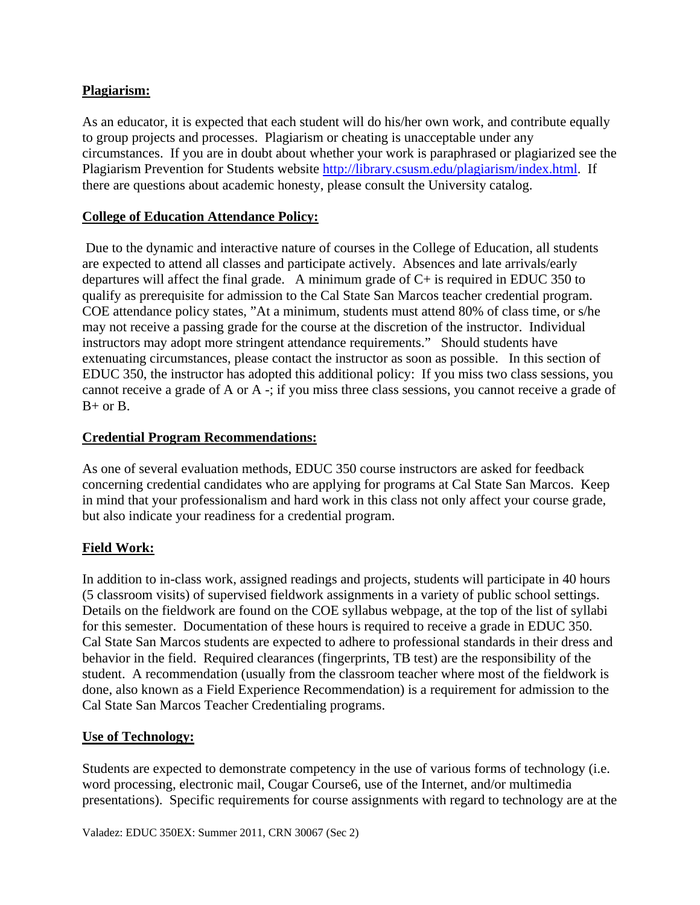## Plagiarism:

As an educator, it is expected that each student will do his/her own work, and contribute equally to group projects and processes. Plagiarism or cheating is unacceptable under any circumstances. If you are in doubt about whether your work is paraphrased or plagiarized see the Plagiarism Prevention for Students website http://library.csusm.edu/plagiarism/index.html. If there are questions about academic honesty, please consult the University catalog.

## College of Education Attendance Policy:

Due to the dynamic and interactive nature of courses in the College of Education, all students are expected to attend all classes and participate actively. Absences and late arrivals/early departures will affect the final grade. A minimum grade of C+ is required in EDUC 350 to qualify as prerequisite for admission to the Cal State San Marcos teacher credential program. COE attendance policy states, "At a minimum, students must attend 80% of class time, or s/he may not receive a passing grade for the course at the discretion of the instructor. Individual instructors may adopt more stringent attendance requirements." Should students have extenuating circumstances, please contact the instructor as soon as possible. In this section of EDUC 350, the instructor has adopted this additional policy: If you miss two class sessions, you cannot receive a grade of A or A -; if you miss three class sessions, you cannot receive a grade of B+ or B.

## Credential Program Recommendations:

As one of several evaluation methods, EDUC 350 course instructors are asked for feedback concerning credential candidates who are applying for programs at Cal State San Marcos. Keep in mind that your professionalism and hard work in this class not only affect your course grade, but also indicate your readiness for a credential program.

## Field Work:

In addition to in-class work, assigned readings and projects, students will participate in 40 hours (5 classroom visits) of supervised fieldwork assignments in a variety of public school settings. Details on the fieldwork are found on the COE syllabus webpage, at the top of the list of syllabi for this semester. Documentation of these hours is required to receive a grade in EDUC 350. Cal State San Marcos students are expected to adhere to professional standards in their dress and behavior in the field. Required clearances (fingerprints, TB test) are the responsibility of the student. A recommendation (usually from the classroom teacher where most of the fieldwork is done, also known as a Field Experience Recommendation) is a requirement for admission to the Cal State San Marcos Teacher Credentialing programs.

## Use of Technology:

Students are expected to demonstrate competency in the use of various forms of technology (i.e. word processing, electronic mail, Cougar Course6, use of the Internet, and/or multimedia presentations). Specific requirements for course assignments with regard to technology are at the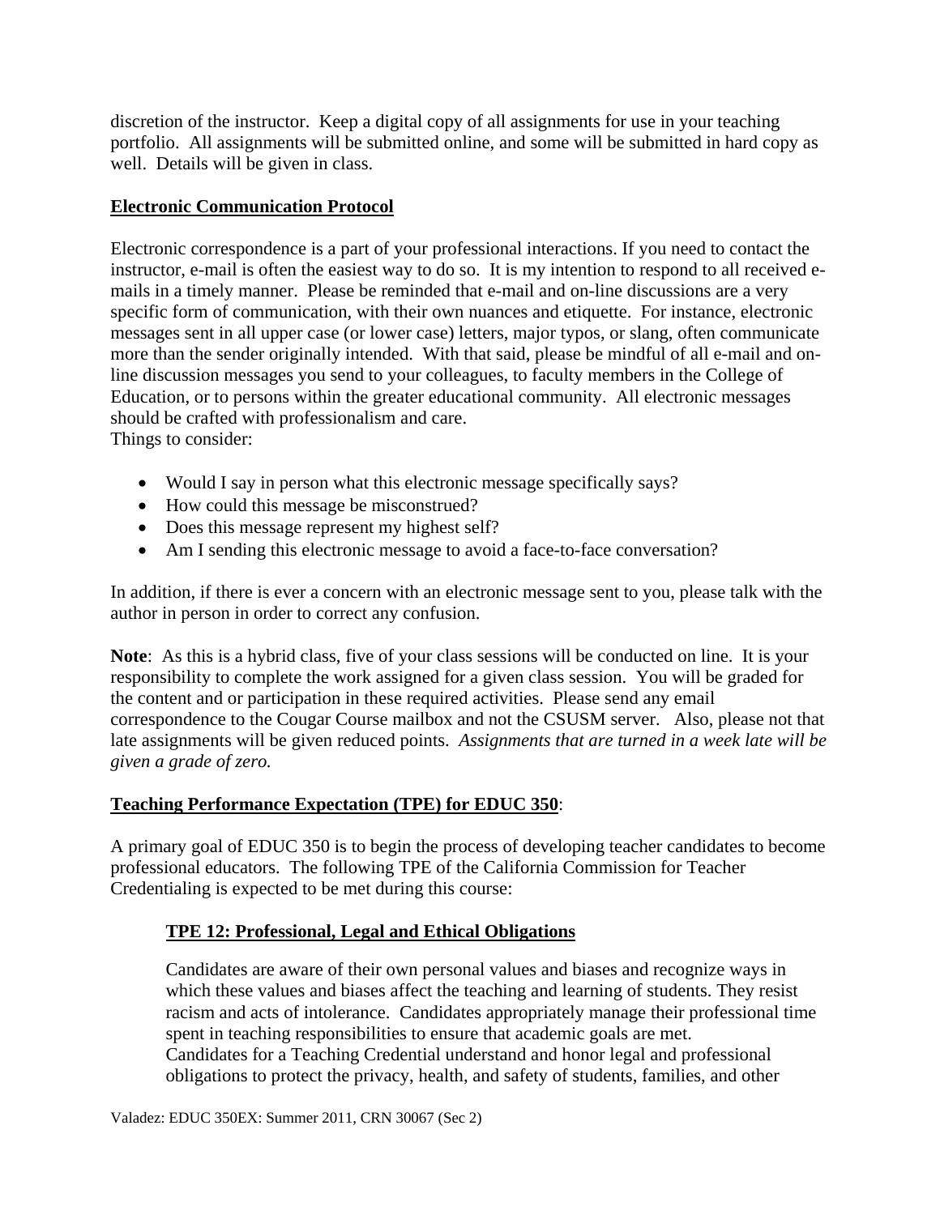discretion of the instructor. Keep a digital copy of all assignments for use in your teaching portfolio. All assignments will be submitted online, and some will be submitted in hard copy as well. Details will be given in class.

## Electronic Communication Protocol

Electronic correspondence is a part of your professional interactions. If you need to contact the instructor, e-mail is often the easiest way to do so. It is my intention to respond to all received e-mails in a timely manner. Please be reminded that e-mail and on-line discussions are a very specific form of communication, with their own nuances and etiquette. For instance, electronic messages sent in all upper case (or lower case) letters, major typos, or slang, often communicate more than the sender originally intended. With that said, please be mindful of all e-mail and on-line discussion messages you send to your colleagues, to faculty members in the College of Education, or to persons within the greater educational community. All electronic messages should be crafted with professionalism and care.
Things to consider:

- Would I say in person what this electronic message specifically says?
- How could this message be misconstrued?
- Does this message represent my highest self?
- Am I sending this electronic message to avoid a face-to-face conversation?

In addition, if there is ever a concern with an electronic message sent to you, please talk with the author in person in order to correct any confusion.

**Note**: As this is a hybrid class, five of your class sessions will be conducted on line. It is your responsibility to complete the work assigned for a given class session. You will be graded for the content and or participation in these required activities. Please send any email correspondence to the Cougar Course mailbox and not the CSUSM server. Also, please not that late assignments will be given reduced points. *Assignments that are turned in a week late will be given a grade of zero.*

## Teaching Performance Expectation (TPE) for EDUC 350:

A primary goal of EDUC 350 is to begin the process of developing teacher candidates to become professional educators. The following TPE of the California Commission for Teacher Credentialing is expected to be met during this course:

### TPE 12: Professional, Legal and Ethical Obligations

Candidates are aware of their own personal values and biases and recognize ways in which these values and biases affect the teaching and learning of students. They resist racism and acts of intolerance. Candidates appropriately manage their professional time spent in teaching responsibilities to ensure that academic goals are met.
Candidates for a Teaching Credential understand and honor legal and professional obligations to protect the privacy, health, and safety of students, families, and other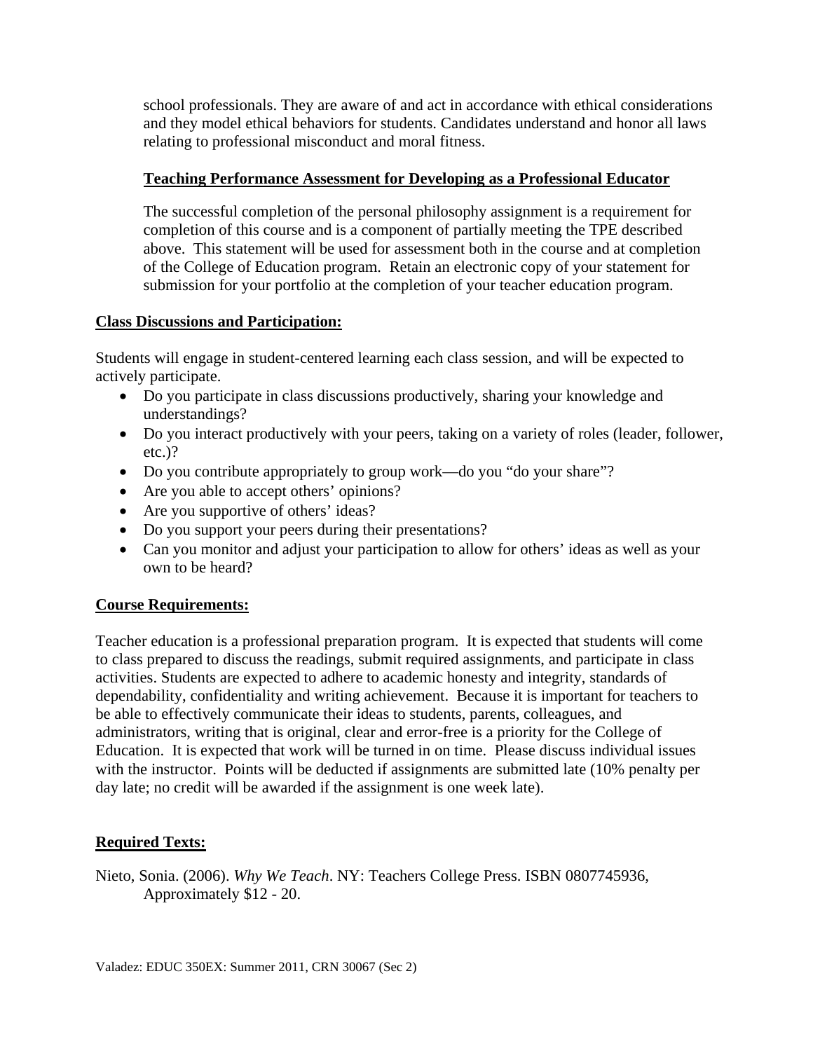school professionals. They are aware of and act in accordance with ethical considerations and they model ethical behaviors for students. Candidates understand and honor all laws relating to professional misconduct and moral fitness.

**Teaching Performance Assessment for Developing as a Professional Educator**

The successful completion of the personal philosophy assignment is a requirement for completion of this course and is a component of partially meeting the TPE described above. This statement will be used for assessment both in the course and at completion of the College of Education program. Retain an electronic copy of your statement for submission for your portfolio at the completion of your teacher education program.

**Class Discussions and Participation:**

Students will engage in student-centered learning each class session, and will be expected to actively participate.

- Do you participate in class discussions productively, sharing your knowledge and understandings?
- Do you interact productively with your peers, taking on a variety of roles (leader, follower, etc.)?
- Do you contribute appropriately to group work—do you "do your share"?
- Are you able to accept others' opinions?
- Are you supportive of others' ideas?
- Do you support your peers during their presentations?
- Can you monitor and adjust your participation to allow for others' ideas as well as your own to be heard?

**Course Requirements:**

Teacher education is a professional preparation program. It is expected that students will come to class prepared to discuss the readings, submit required assignments, and participate in class activities. Students are expected to adhere to academic honesty and integrity, standards of dependability, confidentiality and writing achievement. Because it is important for teachers to be able to effectively communicate their ideas to students, parents, colleagues, and administrators, writing that is original, clear and error-free is a priority for the College of Education. It is expected that work will be turned in on time. Please discuss individual issues with the instructor. Points will be deducted if assignments are submitted late (10% penalty per day late; no credit will be awarded if the assignment is one week late).

**Required Texts:**

Nieto, Sonia. (2006). *Why We Teach*. NY: Teachers College Press. ISBN 0807745936, Approximately $12 - 20.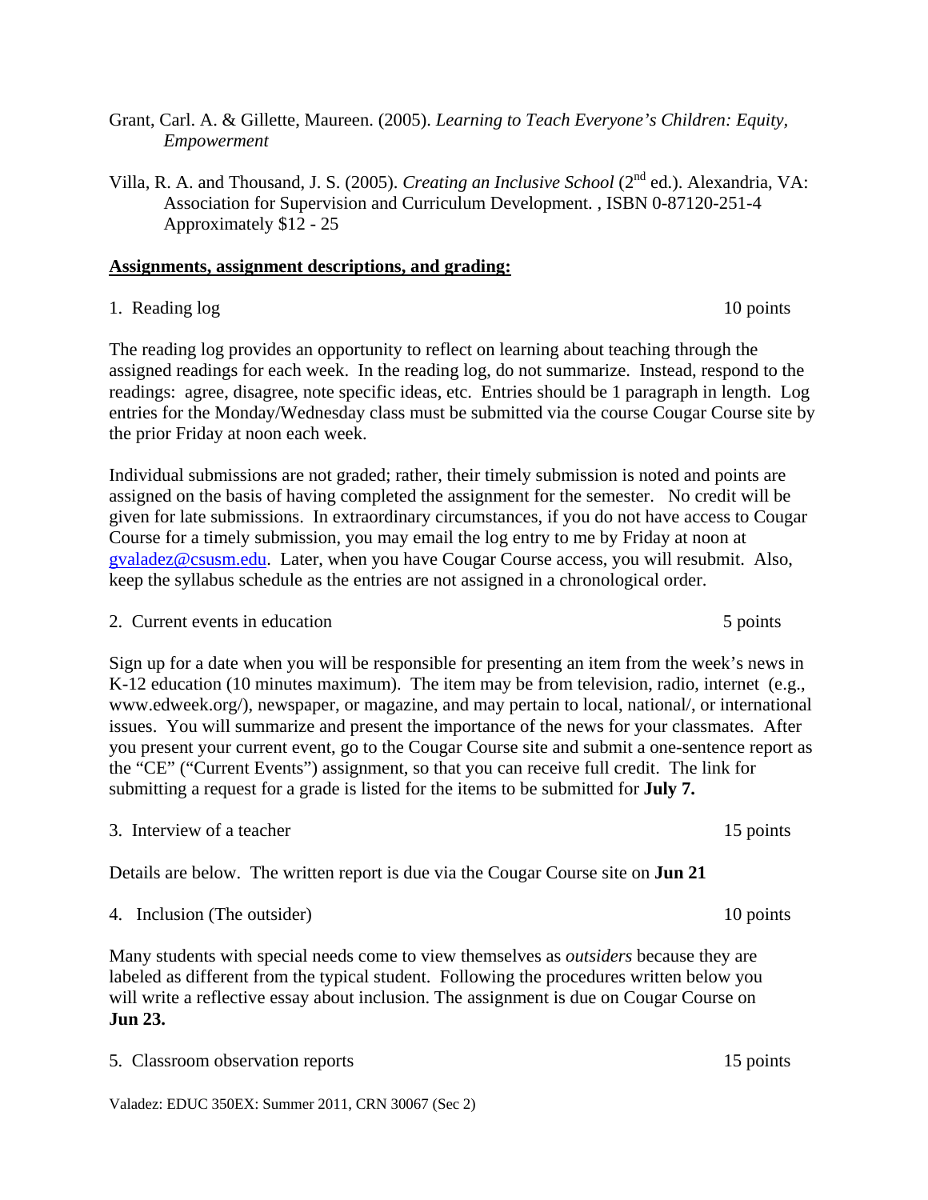Grant, Carl. A. & Gillette, Maureen. (2005). *Learning to Teach Everyone's Children: Equity, Empowerment*

Villa, R. A. and Thousand, J. S. (2005). *Creating an Inclusive School* (2nd ed.). Alexandria, VA: Association for Supervision and Curriculum Development. , ISBN 0-87120-251-4 Approximately $12 - 25

**Assignments, assignment descriptions, and grading:**

1. Reading log — 10 points

The reading log provides an opportunity to reflect on learning about teaching through the assigned readings for each week. In the reading log, do not summarize. Instead, respond to the readings: agree, disagree, note specific ideas, etc. Entries should be 1 paragraph in length. Log entries for the Monday/Wednesday class must be submitted via the course Cougar Course site by the prior Friday at noon each week.

Individual submissions are not graded; rather, their timely submission is noted and points are assigned on the basis of having completed the assignment for the semester. No credit will be given for late submissions. In extraordinary circumstances, if you do not have access to Cougar Course for a timely submission, you may email the log entry to me by Friday at noon at gvaladez@csusm.edu. Later, when you have Cougar Course access, you will resubmit. Also, keep the syllabus schedule as the entries are not assigned in a chronological order.

2. Current events in education — 5 points

Sign up for a date when you will be responsible for presenting an item from the week's news in K-12 education (10 minutes maximum). The item may be from television, radio, internet (e.g., www.edweek.org/), newspaper, or magazine, and may pertain to local, national/, or international issues. You will summarize and present the importance of the news for your classmates. After you present your current event, go to the Cougar Course site and submit a one-sentence report as the "CE" ("Current Events") assignment, so that you can receive full credit. The link for submitting a request for a grade is listed for the items to be submitted for **July 7.**

3. Interview of a teacher — 15 points

Details are below. The written report is due via the Cougar Course site on **Jun 21**

4. Inclusion (The outsider) — 10 points

Many students with special needs come to view themselves as *outsiders* because they are labeled as different from the typical student. Following the procedures written below you will write a reflective essay about inclusion. The assignment is due on Cougar Course on **Jun 23.**

5. Classroom observation reports — 15 points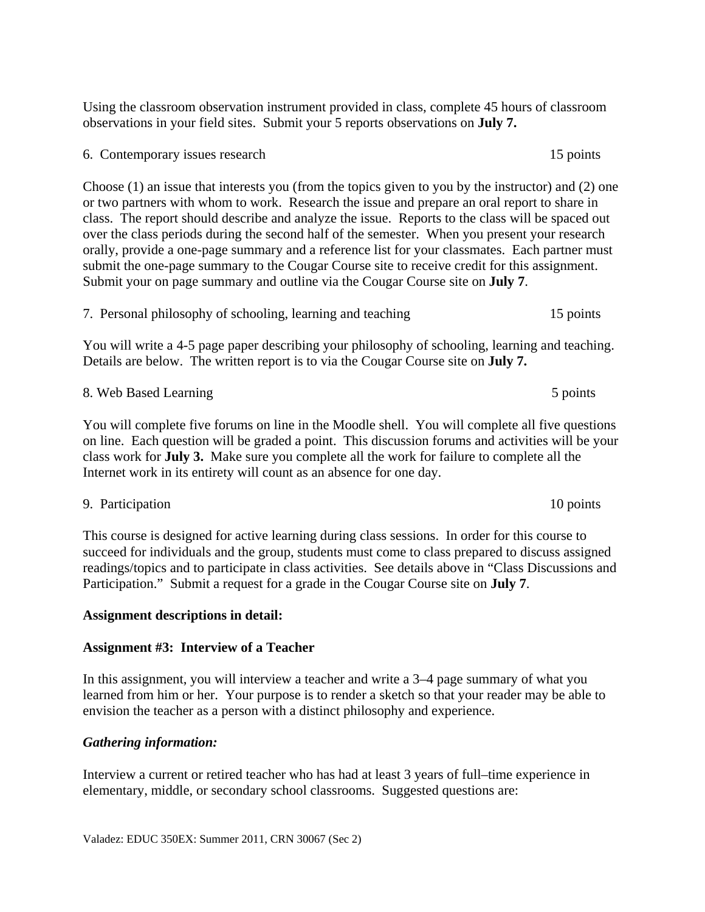Using the classroom observation instrument provided in class, complete 45 hours of classroom observations in your field sites. Submit your 5 reports observations on **July 7.**

6. Contemporary issues research 15 points

Choose (1) an issue that interests you (from the topics given to you by the instructor) and (2) one or two partners with whom to work. Research the issue and prepare an oral report to share in class. The report should describe and analyze the issue. Reports to the class will be spaced out over the class periods during the second half of the semester. When you present your research orally, provide a one-page summary and a reference list for your classmates. Each partner must submit the one-page summary to the Cougar Course site to receive credit for this assignment. Submit your on page summary and outline via the Cougar Course site on **July 7**.

7. Personal philosophy of schooling, learning and teaching 15 points

You will write a 4-5 page paper describing your philosophy of schooling, learning and teaching. Details are below. The written report is to via the Cougar Course site on **July 7.**

8. Web Based Learning 5 points

You will complete five forums on line in the Moodle shell. You will complete all five questions on line. Each question will be graded a point. This discussion forums and activities will be your class work for **July 3.** Make sure you complete all the work for failure to complete all the Internet work in its entirety will count as an absence for one day.

9. Participation 10 points

This course is designed for active learning during class sessions. In order for this course to succeed for individuals and the group, students must come to class prepared to discuss assigned readings/topics and to participate in class activities. See details above in "Class Discussions and Participation." Submit a request for a grade in the Cougar Course site on **July 7**.

**Assignment descriptions in detail:**

**Assignment #3: Interview of a Teacher**

In this assignment, you will interview a teacher and write a 3–4 page summary of what you learned from him or her. Your purpose is to render a sketch so that your reader may be able to envision the teacher as a person with a distinct philosophy and experience.

***Gathering information:***

Interview a current or retired teacher who has had at least 3 years of full–time experience in elementary, middle, or secondary school classrooms. Suggested questions are: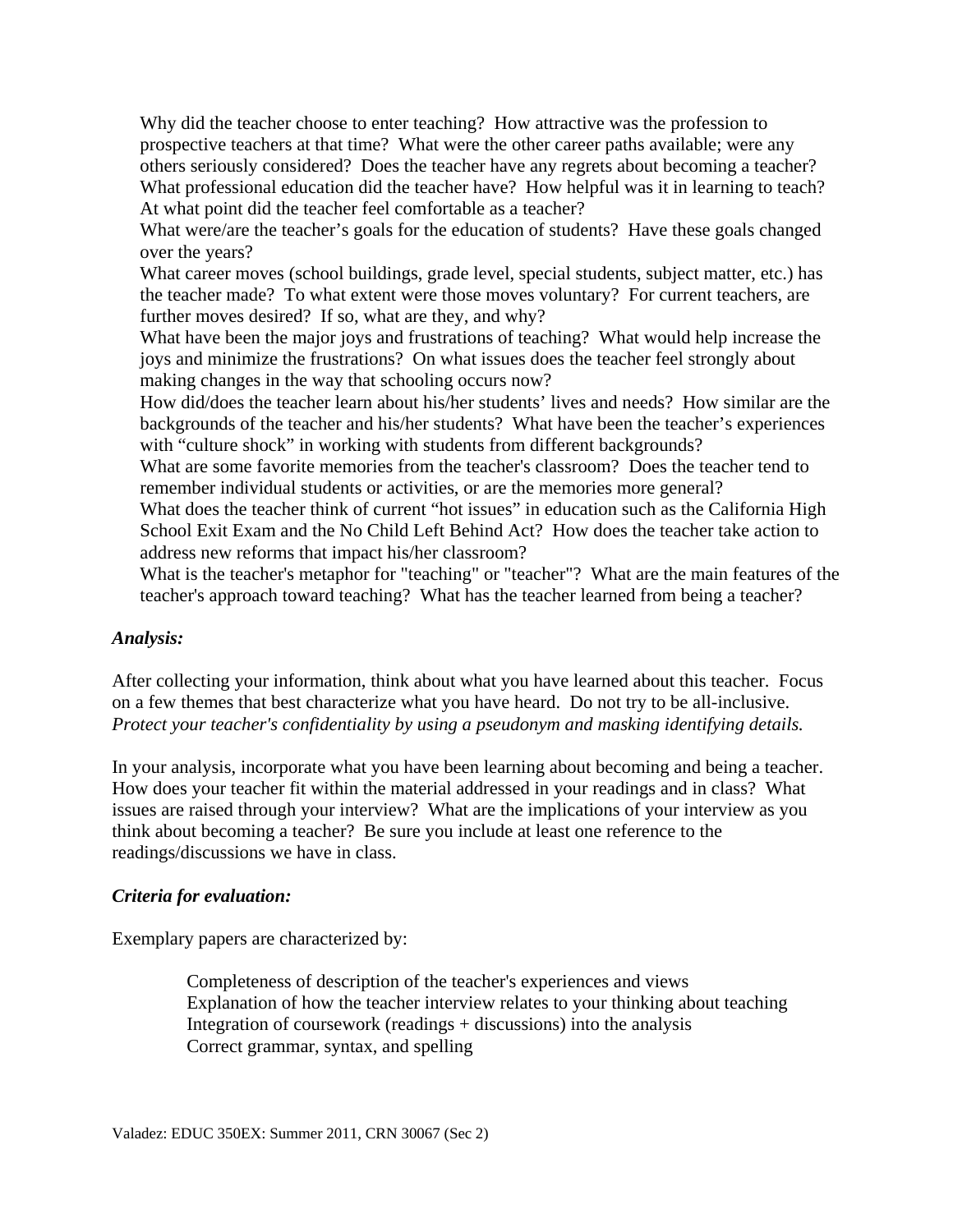Why did the teacher choose to enter teaching? How attractive was the profession to prospective teachers at that time? What were the other career paths available; were any others seriously considered? Does the teacher have any regrets about becoming a teacher?

What professional education did the teacher have? How helpful was it in learning to teach? At what point did the teacher feel comfortable as a teacher?

What were/are the teacher's goals for the education of students? Have these goals changed over the years?

What career moves (school buildings, grade level, special students, subject matter, etc.) has the teacher made? To what extent were those moves voluntary? For current teachers, are further moves desired? If so, what are they, and why?

What have been the major joys and frustrations of teaching? What would help increase the joys and minimize the frustrations? On what issues does the teacher feel strongly about making changes in the way that schooling occurs now?

How did/does the teacher learn about his/her students' lives and needs? How similar are the backgrounds of the teacher and his/her students? What have been the teacher's experiences with "culture shock" in working with students from different backgrounds?

What are some favorite memories from the teacher's classroom? Does the teacher tend to remember individual students or activities, or are the memories more general?

What does the teacher think of current "hot issues" in education such as the California High School Exit Exam and the No Child Left Behind Act? How does the teacher take action to address new reforms that impact his/her classroom?

What is the teacher's metaphor for "teaching" or "teacher"? What are the main features of the teacher's approach toward teaching? What has the teacher learned from being a teacher?

***Analysis:***

After collecting your information, think about what you have learned about this teacher. Focus on a few themes that best characterize what you have heard. Do not try to be all-inclusive. *Protect your teacher's confidentiality by using a pseudonym and masking identifying details.*

In your analysis, incorporate what you have been learning about becoming and being a teacher. How does your teacher fit within the material addressed in your readings and in class? What issues are raised through your interview? What are the implications of your interview as you think about becoming a teacher? Be sure you include at least one reference to the readings/discussions we have in class.

***Criteria for evaluation:***

Exemplary papers are characterized by:

- Completeness of description of the teacher's experiences and views
- Explanation of how the teacher interview relates to your thinking about teaching
- Integration of coursework (readings + discussions) into the analysis
- Correct grammar, syntax, and spelling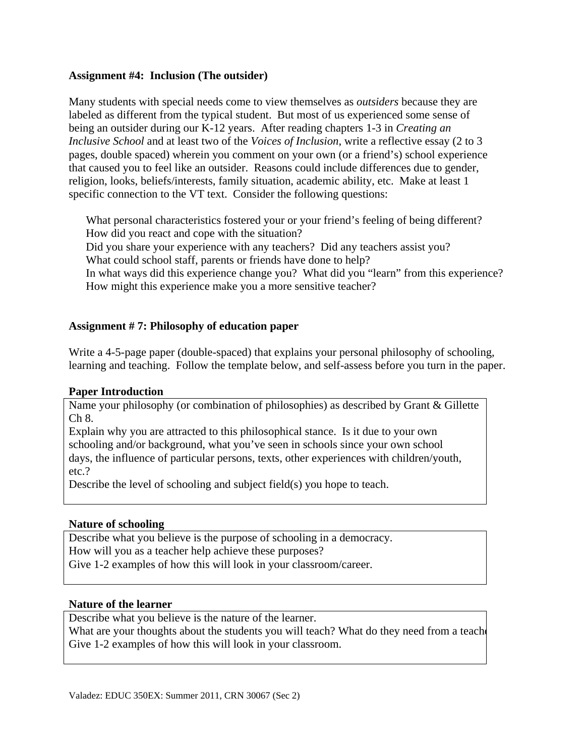**Assignment #4: Inclusion (The outsider)**

Many students with special needs come to view themselves as *outsiders* because they are labeled as different from the typical student. But most of us experienced some sense of being an outsider during our K-12 years. After reading chapters 1-3 in *Creating an Inclusive School* and at least two of the *Voices of Inclusion*, write a reflective essay (2 to 3 pages, double spaced) wherein you comment on your own (or a friend's) school experience that caused you to feel like an outsider. Reasons could include differences due to gender, religion, looks, beliefs/interests, family situation, academic ability, etc. Make at least 1 specific connection to the VT text. Consider the following questions:

What personal characteristics fostered your or your friend's feeling of being different?
How did you react and cope with the situation?
Did you share your experience with any teachers? Did any teachers assist you?
What could school staff, parents or friends have done to help?
In what ways did this experience change you? What did you "learn" from this experience?
How might this experience make you a more sensitive teacher?

**Assignment # 7: Philosophy of education paper**

Write a 4-5-page paper (double-spaced) that explains your personal philosophy of schooling, learning and teaching. Follow the template below, and self-assess before you turn in the paper.

**Paper Introduction**

| |
|---|
| Name your philosophy (or combination of philosophies) as described by Grant & Gillette Ch 8.<br>Explain why you are attracted to this philosophical stance. Is it due to your own schooling and/or background, what you've seen in schools since your own school days, the influence of particular persons, texts, other experiences with children/youth, etc.?<br>Describe the level of schooling and subject field(s) you hope to teach. |

**Nature of schooling**

| |
|---|
| Describe what you believe is the purpose of schooling in a democracy.<br>How will you as a teacher help achieve these purposes?<br>Give 1-2 examples of how this will look in your classroom/career. |

**Nature of the learner**

| |
|---|
| Describe what you believe is the nature of the learner.<br>What are your thoughts about the students you will teach? What do they need from a teache<br>Give 1-2 examples of how this will look in your classroom. |

Valadez: EDUC 350EX: Summer 2011, CRN 30067 (Sec 2)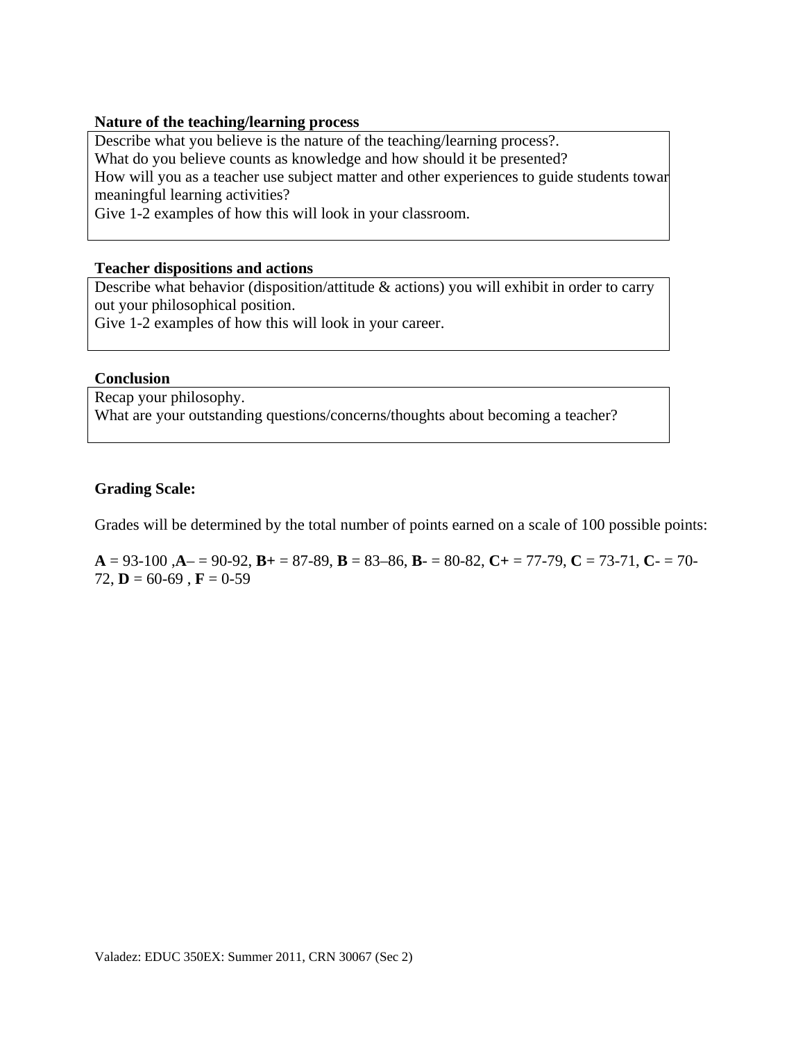**Nature of the teaching/learning process**

Describe what you believe is the nature of the teaching/learning process?.
What do you believe counts as knowledge and how should it be presented?
How will you as a teacher use subject matter and other experiences to guide students towar meaningful learning activities?
Give 1-2 examples of how this will look in your classroom.

**Teacher dispositions and actions**

Describe what behavior (disposition/attitude & actions) you will exhibit in order to carry out your philosophical position.
Give 1-2 examples of how this will look in your career.

**Conclusion**

Recap your philosophy.
What are your outstanding questions/concerns/thoughts about becoming a teacher?

**Grading Scale:**

Grades will be determined by the total number of points earned on a scale of 100 possible points:

**A** = 93-100 ,**A**– = 90-92, **B+** = 87-89, **B** = 83–86, **B**- = 80-82, **C+** = 77-79, **C** = 73-71, **C**- = 70-72, **D** = 60-69 , **F** = 0-59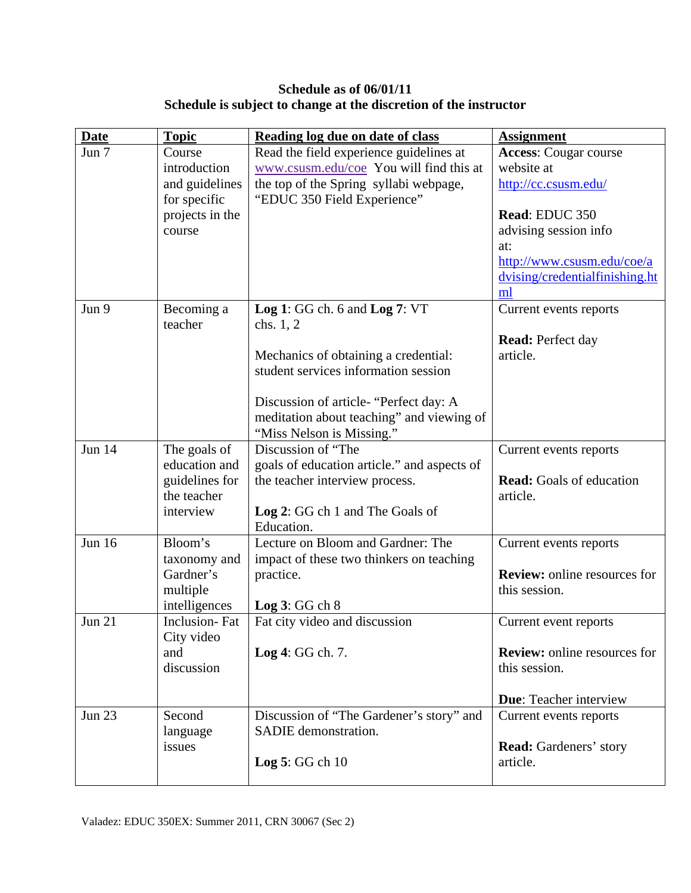**Schedule as of 06/01/11**
**Schedule is subject to change at the discretion of the instructor**

| Date | Topic | Reading log due on date of class | Assignment |
|---|---|---|---|
| Jun 7 | Course introduction and guidelines for specific projects in the course | Read the field experience guidelines at www.csusm.edu/coe You will find this at the top of the Spring syllabi webpage, "EDUC 350 Field Experience" | **Access**: Cougar course website at http://cc.csusm.edu/<br><br>**Read**: EDUC 350 advising session info at: http://www.csusm.edu/coe/advising/credentialfinishing.html |
| Jun 9 | Becoming a teacher | **Log 1**: GG ch. 6 and **Log 7**: VT chs. 1, 2<br><br>Mechanics of obtaining a credential: student services information session<br><br>Discussion of article- "Perfect day: A meditation about teaching" and viewing of "Miss Nelson is Missing." | Current events reports<br><br>**Read:** Perfect day article. |
| Jun 14 | The goals of education and guidelines for the teacher interview | Discussion of "The goals of education article." and aspects of the teacher interview process.<br><br>**Log 2**: GG ch 1 and The Goals of Education. | Current events reports<br><br>**Read:** Goals of education article. |
| Jun 16 | Bloom's taxonomy and Gardner's multiple intelligences | Lecture on Bloom and Gardner: The impact of these two thinkers on teaching practice.<br><br>**Log 3**: GG ch 8 | Current events reports<br><br>**Review:** online resources for this session. |
| Jun 21 | Inclusion- Fat City video and discussion | Fat city video and discussion<br><br>**Log 4**: GG ch. 7. | Current event reports<br><br>**Review:** online resources for this session.<br><br>**Due**: Teacher interview |
| Jun 23 | Second language issues | Discussion of "The Gardener's story" and SADIE demonstration.<br><br>**Log 5**: GG ch 10 | Current events reports<br><br>**Read:** Gardeners' story article. |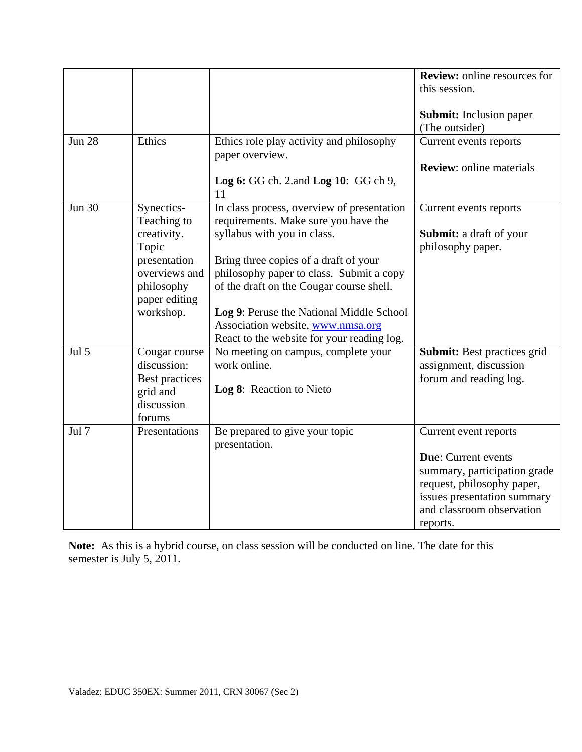| | | | |
|---|---|---|---|
| | | | **Review:** online resources for this session.<br><br>**Submit:** Inclusion paper (The outsider) |
| Jun 28 | Ethics | Ethics role play activity and philosophy paper overview.<br><br>**Log 6:** GG ch. 2.and **Log 10**: GG ch 9, 11 | Current events reports<br><br>**Review**: online materials |
| Jun 30 | Synectics- Teaching to creativity. Topic presentation overviews and philosophy paper editing workshop. | In class process, overview of presentation requirements. Make sure you have the syllabus with you in class.<br><br>Bring three copies of a draft of your philosophy paper to class. Submit a copy of the draft on the Cougar course shell.<br><br>**Log 9**: Peruse the National Middle School Association website, www.nmsa.org React to the website for your reading log. | Current events reports<br><br>**Submit:** a draft of your philosophy paper. |
| Jul 5 | Cougar course discussion: Best practices grid and discussion forums | No meeting on campus, complete your work online.<br><br>**Log 8**: Reaction to Nieto | **Submit:** Best practices grid assignment, discussion forum and reading log. |
| Jul 7 | Presentations | Be prepared to give your topic presentation. | Current event reports<br><br>**Due**: Current events summary, participation grade request, philosophy paper, issues presentation summary and classroom observation reports. |

**Note:** As this is a hybrid course, on class session will be conducted on line. The date for this semester is July 5, 2011.